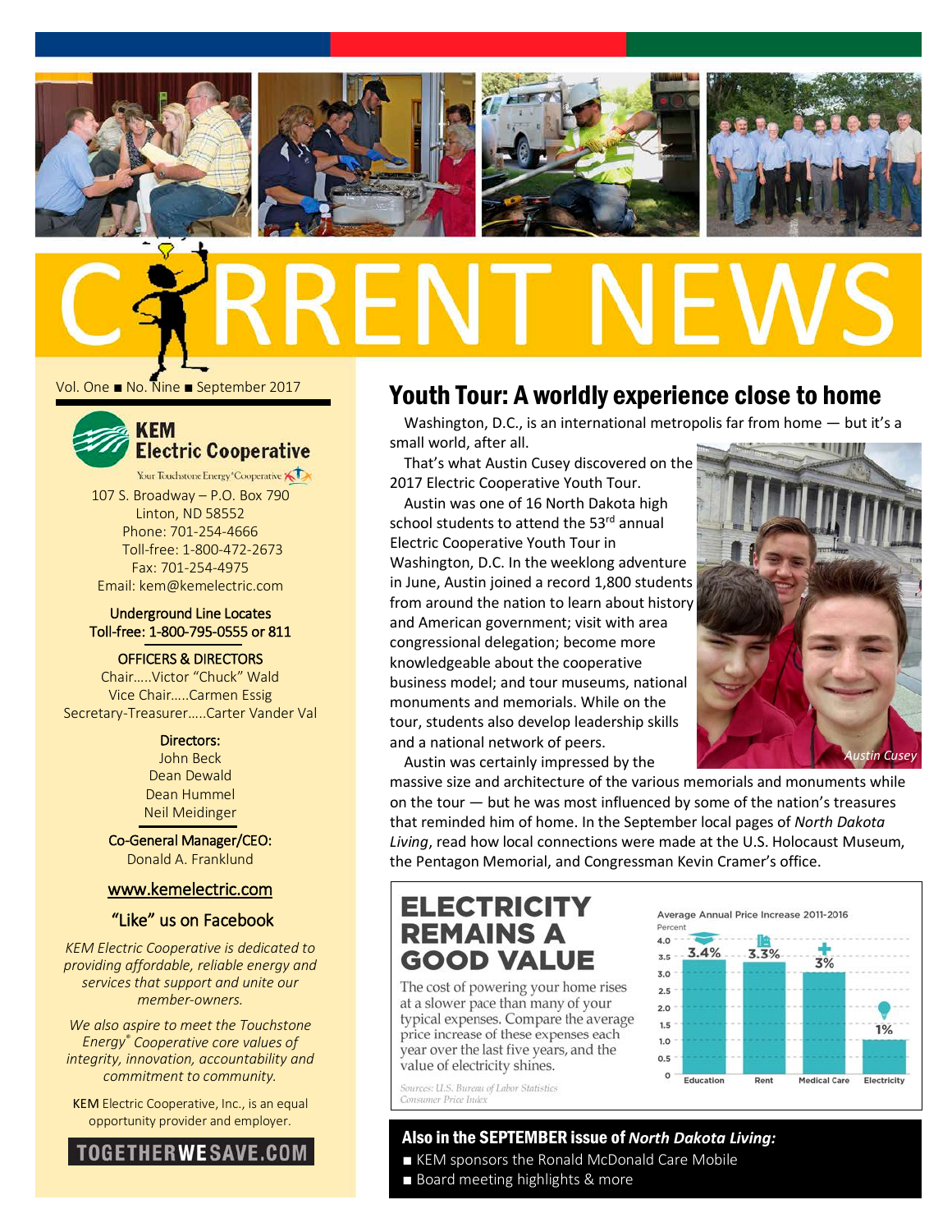# CURRENT NEWS

Vol. One ■ No. Nine ■ September 2017

**KEM Electric Cooperative**

Your Touchstone Energy® Cooperative

107 S. Broadway – P.O. Box 790
Linton, ND 58552
Phone: 701-254-4666
Toll-free: 1-800-472-2673
Fax: 701-254-4975
Email: kem@kemelectric.com

**Underground Line Locates**
Toll-free: 1-800-795-0555 or 811

**OFFICERS & DIRECTORS**
Chair.....Victor "Chuck" Wald
Vice Chair.....Carmen Essig
Secretary-Treasurer.....Carter Vander Val

**Directors:**
John Beck
Dean Dewald
Dean Hummel
Neil Meidinger

**Co-General Manager/CEO:**
Donald A. Franklund

www.kemelectric.com

"Like" us on Facebook

*KEM Electric Cooperative is dedicated to providing affordable, reliable energy and services that support and unite our member-owners.*

*We also aspire to meet the Touchstone Energy® Cooperative core values of integrity, innovation, accountability and commitment to community.*

KEM Electric Cooperative, Inc., is an equal opportunity provider and employer.

TOGETHERWESAVE.COM

## Youth Tour: A worldly experience close to home

Washington, D.C., is an international metropolis far from home — but it's a small world, after all.

That's what Austin Cusey discovered on the 2017 Electric Cooperative Youth Tour.

Austin was one of 16 North Dakota high school students to attend the 53rd annual Electric Cooperative Youth Tour in Washington, D.C. In the weeklong adventure in June, Austin joined a record 1,800 students from around the nation to learn about history and American government; visit with area congressional delegation; become more knowledgeable about the cooperative business model; and tour museums, national monuments and memorials. While on the tour, students also develop leadership skills and a national network of peers.

*Austin Cusey*

Austin was certainly impressed by the massive size and architecture of the various memorials and monuments while on the tour — but he was most influenced by some of the nation's treasures that reminded him of home. In the September local pages of *North Dakota Living*, read how local connections were made at the U.S. Holocaust Museum, the Pentagon Memorial, and Congressman Kevin Cramer's office.

## ELECTRICITY REMAINS A GOOD VALUE

The cost of powering your home rises at a slower pace than many of your typical expenses. Compare the average price increase of these expenses each year over the last five years, and the value of electricity shines.

Average Annual Price Increase 2011-2016 (Percent)

| Category | Percent |
|---|---|
| Education | 3.4% |
| Rent | 3.3% |
| Medical Care | 3% |
| Electricity | 1% |

*Sources: U.S. Bureau of Labor Statistics Consumer Price Index*

### Also in the SEPTEMBER issue of *North Dakota Living:*

■ KEM sponsors the Ronald McDonald Care Mobile
■ Board meeting highlights & more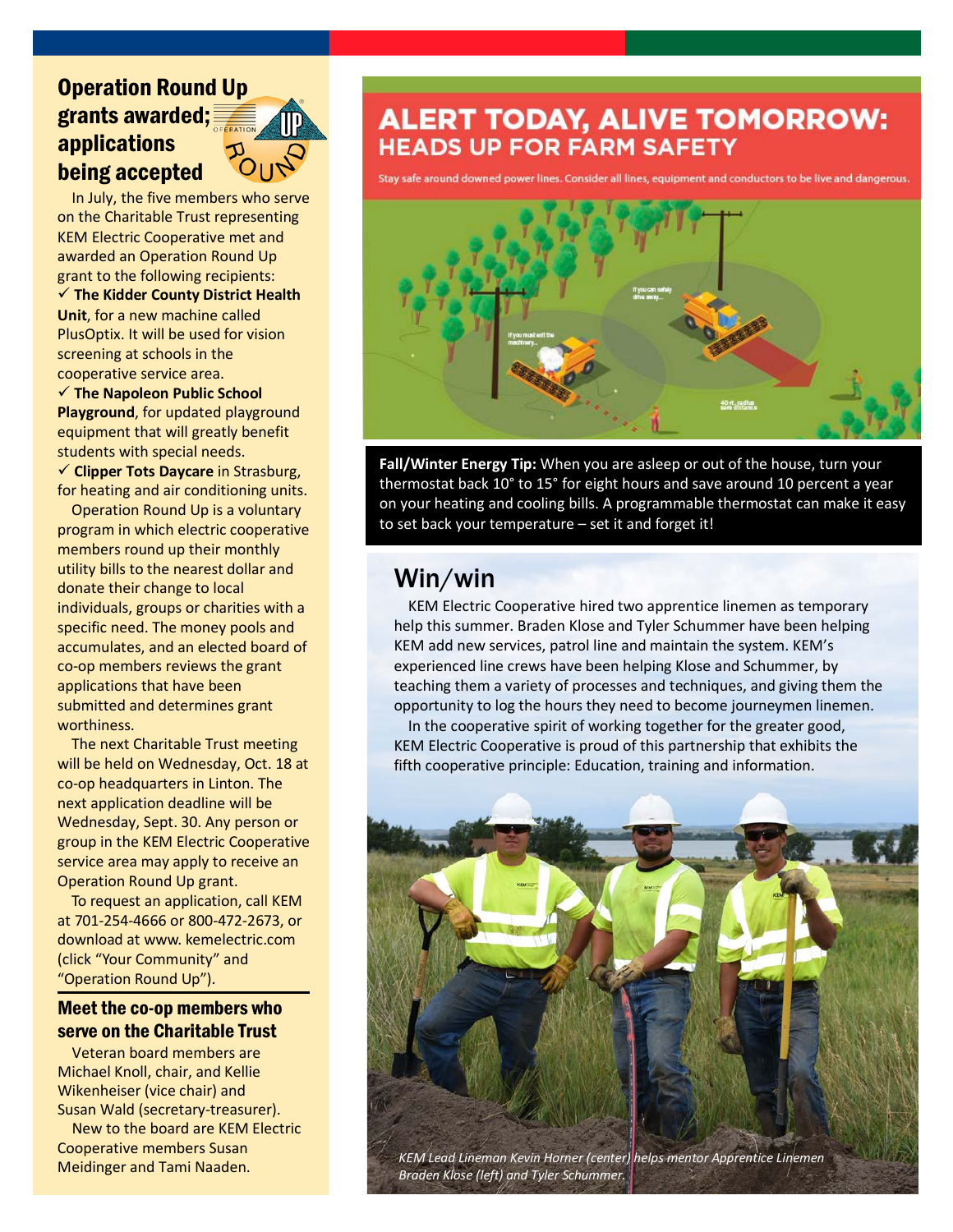## Operation Round Up grants awarded; applications being accepted

In July, the five members who serve on the Charitable Trust representing KEM Electric Cooperative met and awarded an Operation Round Up grant to the following recipients:

✓ **The Kidder County District Health Unit**, for a new machine called PlusOptix. It will be used for vision screening at schools in the cooperative service area.

✓ **The Napoleon Public School Playground**, for updated playground equipment that will greatly benefit students with special needs.

✓ **Clipper Tots Daycare** in Strasburg, for heating and air conditioning units.

Operation Round Up is a voluntary program in which electric cooperative members round up their monthly utility bills to the nearest dollar and donate their change to local individuals, groups or charities with a specific need. The money pools and accumulates, and an elected board of co-op members reviews the grant applications that have been submitted and determines grant worthiness.

The next Charitable Trust meeting will be held on Wednesday, Oct. 18 at co-op headquarters in Linton. The next application deadline will be Wednesday, Sept. 30. Any person or group in the KEM Electric Cooperative service area may apply to receive an Operation Round Up grant.

To request an application, call KEM at 701-254-4666 or 800-472-2673, or download at www. kemelectric.com (click “Your Community” and “Operation Round Up”).

## Meet the co-op members who serve on the Charitable Trust

Veteran board members are Michael Knoll, chair, and Kellie Wikenheiser (vice chair) and Susan Wald (secretary-treasurer).

New to the board are KEM Electric Cooperative members Susan Meidinger and Tami Naaden.

## ALERT TODAY, ALIVE TOMORROW: HEADS UP FOR FARM SAFETY

Stay safe around downed power lines. Consider all lines, equipment and conductors to be live and dangerous.

If you must exit the machinery...

If you can safely drive away...

40-ft. radius safe distance

**Fall/Winter Energy Tip:** When you are asleep or out of the house, turn your thermostat back 10° to 15° for eight hours and save around 10 percent a year on your heating and cooling bills. A programmable thermostat can make it easy to set back your temperature – set it and forget it!

## Win/win

KEM Electric Cooperative hired two apprentice linemen as temporary help this summer. Braden Klose and Tyler Schummer have been helping KEM add new services, patrol line and maintain the system. KEM’s experienced line crews have been helping Klose and Schummer, by teaching them a variety of processes and techniques, and giving them the opportunity to log the hours they need to become journeymen linemen.

In the cooperative spirit of working together for the greater good, KEM Electric Cooperative is proud of this partnership that exhibits the fifth cooperative principle: Education, training and information.

*KEM Lead Lineman Kevin Horner (center) helps mentor Apprentice Linemen Braden Klose (left) and Tyler Schummer.*